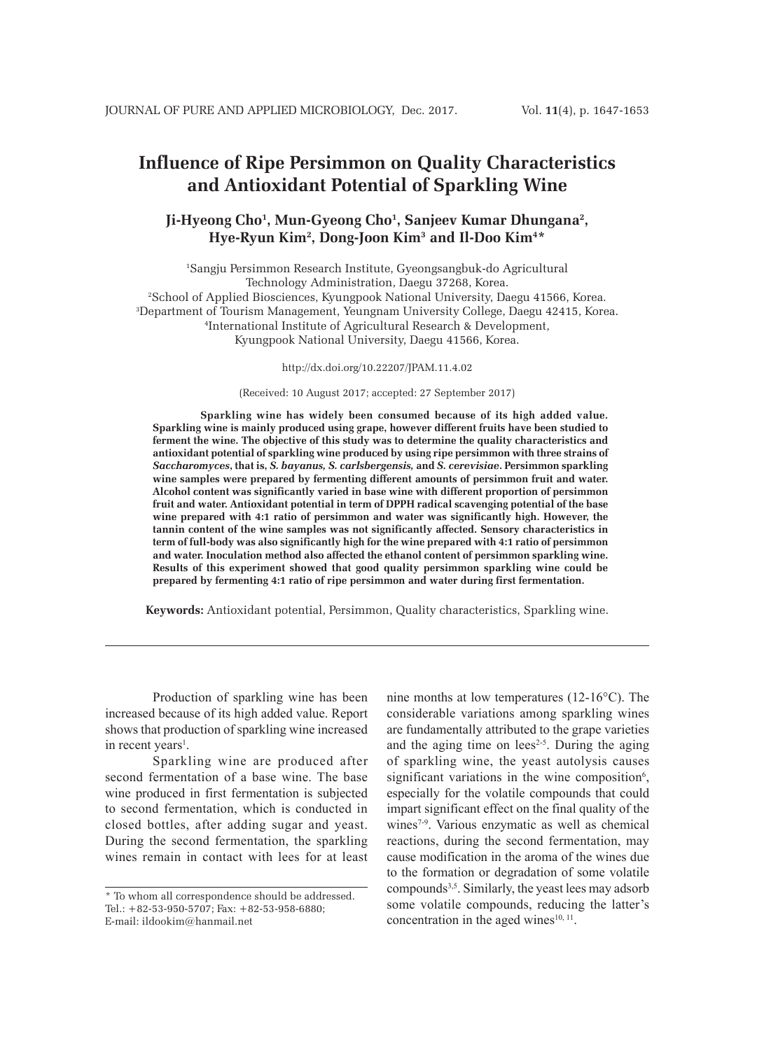# Influence of Ripe Persimmon on Quality Characteristics and Antioxidant Potential of Sparkling Wine

**Ji-Hyeong Cho[1], Mun-Gyeong Cho[1], Sanjeev Kumar Dhungana[2], Hye-Ryun Kim[2], Dong-Joon Kim[3] and Il-Doo Kim[4]***

[1]Sangju Persimmon Research Institute, Gyeongsangbuk-do Agricultural Technology Administration, Daegu 37268, Korea.
[2]School of Applied Biosciences, Kyungpook National University, Daegu 41566, Korea.
[3]Department of Tourism Management, Yeungnam University College, Daegu 42415, Korea.
[4]International Institute of Agricultural Research & Development, Kyungpook National University, Daegu 41566, Korea.

http://dx.doi.org/10.22207/JPAM.11.4.02

(Received: 10 August 2017; accepted: 27 September 2017)

**Sparkling wine has widely been consumed because of its high added value. Sparkling wine is mainly produced using grape, however different fruits have been studied to ferment the wine. The objective of this study was to determine the quality characteristics and antioxidant potential of sparkling wine produced by using ripe persimmon with three strains of *Saccharomyces*, that is, *S. bayanus, S. carlsbergensis,* and *S. cerevisiae*. Persimmon sparkling wine samples were prepared by fermenting different amounts of persimmon fruit and water. Alcohol content was significantly varied in base wine with different proportion of persimmon fruit and water. Antioxidant potential in term of DPPH radical scavenging potential of the base wine prepared with 4:1 ratio of persimmon and water was significantly high. However, the tannin content of the wine samples was not significantly affected. Sensory characteristics in term of full-body was also significantly high for the wine prepared with 4:1 ratio of persimmon and water. Inoculation method also affected the ethanol content of persimmon sparkling wine. Results of this experiment showed that good quality persimmon sparkling wine could be prepared by fermenting 4:1 ratio of ripe persimmon and water during first fermentation.**

**Keywords:** Antioxidant potential, Persimmon, Quality characteristics, Sparkling wine.

---

Production of sparkling wine has been increased because of its high added value. Report shows that production of sparkling wine increased in recent years[1].

Sparkling wine are produced after second fermentation of a base wine. The base wine produced in first fermentation is subjected to second fermentation, which is conducted in closed bottles, after adding sugar and yeast. During the second fermentation, the sparkling wines remain in contact with lees for at least nine months at low temperatures (12-16°C). The considerable variations among sparkling wines are fundamentally attributed to the grape varieties and the aging time on lees[2-5]. During the aging of sparkling wine, the yeast autolysis causes significant variations in the wine composition[6], especially for the volatile compounds that could impart significant effect on the final quality of the wines[7-9]. Various enzymatic as well as chemical reactions, during the second fermentation, may cause modification in the aroma of the wines due to the formation or degradation of some volatile compounds[3,5]. Similarly, the yeast lees may adsorb some volatile compounds, reducing the latter's concentration in the aged wines[10, 11].

---

* To whom all correspondence should be addressed.
Tel.: +82-53-950-5707; Fax: +82-53-958-6880;
E-mail: ildookim@hanmail.net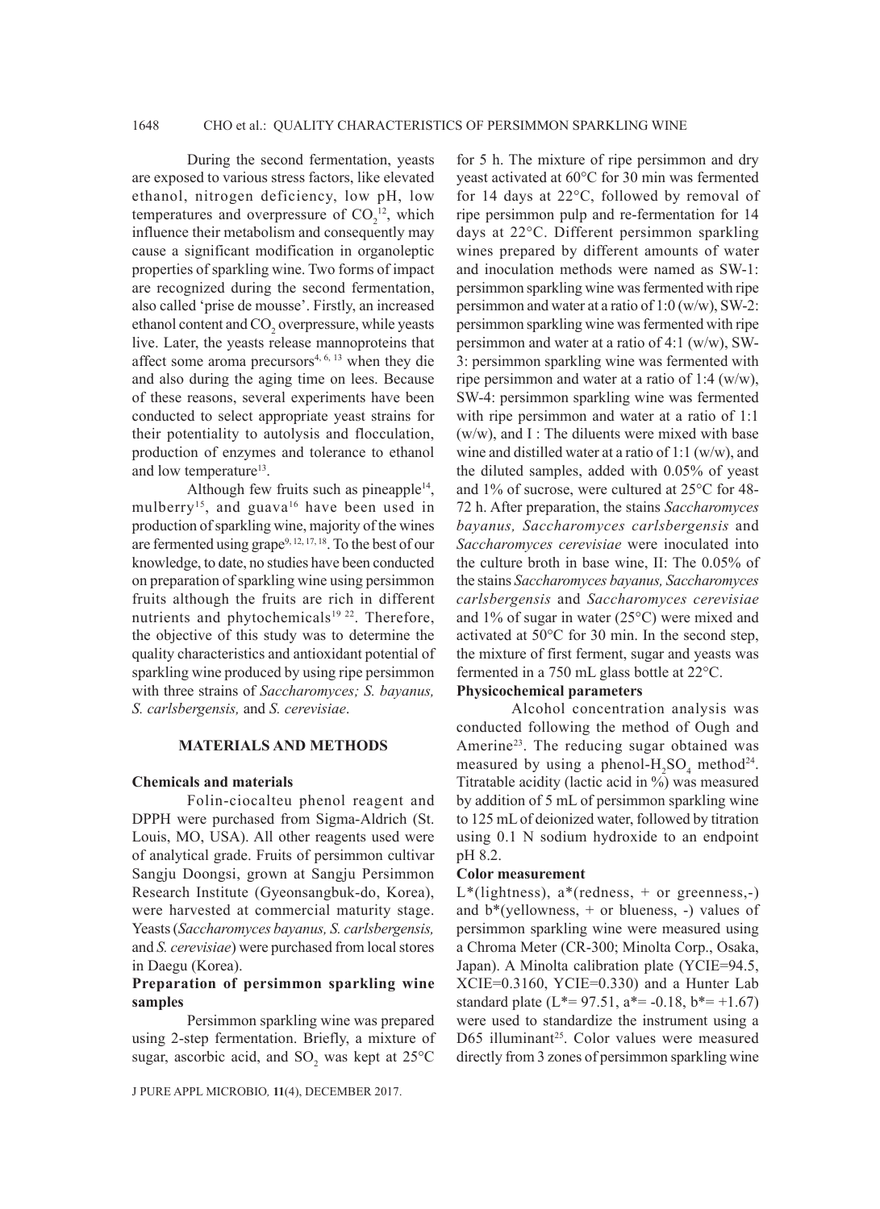During the second fermentation, yeasts are exposed to various stress factors, like elevated ethanol, nitrogen deficiency, low pH, low temperatures and overpressure of $CO_2$[12], which influence their metabolism and consequently may cause a significant modification in organoleptic properties of sparkling wine. Two forms of impact are recognized during the second fermentation, also called 'prise de mousse'. Firstly, an increased ethanol content and $CO_2$ overpressure, while yeasts live. Later, the yeasts release mannoproteins that affect some aroma precursors[4, 6, 13] when they die and also during the aging time on lees. Because of these reasons, several experiments have been conducted to select appropriate yeast strains for their potentiality to autolysis and flocculation, production of enzymes and tolerance to ethanol and low temperature[13].

Although few fruits such as pineapple[14], mulberry[15], and guava[16] have been used in production of sparkling wine, majority of the wines are fermented using grape[9, 12, 17, 18]. To the best of our knowledge, to date, no studies have been conducted on preparation of sparkling wine using persimmon fruits although the fruits are rich in different nutrients and phytochemicals[19 22]. Therefore, the objective of this study was to determine the quality characteristics and antioxidant potential of sparkling wine produced by using ripe persimmon with three strains of *Saccharomyces; S. bayanus, S. carlsbergensis,* and *S. cerevisiae*.

## MATERIALS AND METHODS

### Chemicals and materials

Folin-ciocalteu phenol reagent and DPPH were purchased from Sigma-Aldrich (St. Louis, MO, USA). All other reagents used were of analytical grade. Fruits of persimmon cultivar Sangju Doongsi, grown at Sangju Persimmon Research Institute (Gyeonsangbuk-do, Korea), were harvested at commercial maturity stage. Yeasts (*Saccharomyces bayanus, S. carlsbergensis,* and *S. cerevisiae*) were purchased from local stores in Daegu (Korea).

### Preparation of persimmon sparkling wine samples

Persimmon sparkling wine was prepared using 2-step fermentation. Briefly, a mixture of sugar, ascorbic acid, and $SO_2$ was kept at 25°C for 5 h. The mixture of ripe persimmon and dry yeast activated at 60°C for 30 min was fermented for 14 days at 22°C, followed by removal of ripe persimmon pulp and re-fermentation for 14 days at 22°C. Different persimmon sparkling wines prepared by different amounts of water and inoculation methods were named as SW-1: persimmon sparkling wine was fermented with ripe persimmon and water at a ratio of 1:0 (w/w), SW-2: persimmon sparkling wine was fermented with ripe persimmon and water at a ratio of 4:1 (w/w), SW-3: persimmon sparkling wine was fermented with ripe persimmon and water at a ratio of 1:4 (w/w), SW-4: persimmon sparkling wine was fermented with ripe persimmon and water at a ratio of 1:1 (w/w), and I : The diluents were mixed with base wine and distilled water at a ratio of 1:1 (w/w), and the diluted samples, added with 0.05% of yeast and 1% of sucrose, were cultured at 25°C for 48-72 h. After preparation, the stains *Saccharomyces bayanus, Saccharomyces carlsbergensis* and *Saccharomyces cerevisiae* were inoculated into the culture broth in base wine, II: The 0.05% of the stains *Saccharomyces bayanus, Saccharomyces carlsbergensis* and *Saccharomyces cerevisiae* and 1% of sugar in water (25°C) were mixed and activated at 50°C for 30 min. In the second step, the mixture of first ferment, sugar and yeasts was fermented in a 750 mL glass bottle at 22°C.

### Physicochemical parameters

Alcohol concentration analysis was conducted following the method of Ough and Amerine[23]. The reducing sugar obtained was measured by using a phenol-$H_2SO_4$ method[24]. Titratable acidity (lactic acid in %) was measured by addition of 5 mL of persimmon sparkling wine to 125 mL of deionized water, followed by titration using 0.1 N sodium hydroxide to an endpoint pH 8.2.

### Color measurement

$L^*$(lightness), $a^*$(redness, + or greenness,-) and $b^*$(yellowness, + or blueness, -) values of persimmon sparkling wine were measured using a Chroma Meter (CR-300; Minolta Corp., Osaka, Japan). A Minolta calibration plate (YCIE=94.5, XCIE=0.3160, YCIE=0.330) and a Hunter Lab standard plate ($L^*$= 97.51, $a^*$= -0.18, $b^*$= +1.67) were used to standardize the instrument using a D65 illuminant[25]. Color values were measured directly from 3 zones of persimmon sparkling wine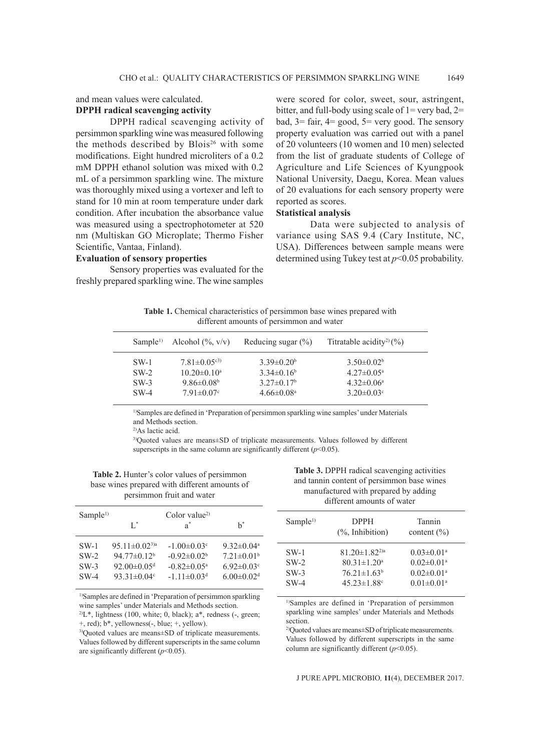and mean values were calculated.

**DPPH radical scavenging activity**

DPPH radical scavenging activity of persimmon sparkling wine was measured following the methods described by Blois[26] with some modifications. Eight hundred microliters of a 0.2 mM DPPH ethanol solution was mixed with 0.2 mL of a persimmon sparkling wine. The mixture was thoroughly mixed using a vortexer and left to stand for 10 min at room temperature under dark condition. After incubation the absorbance value was measured using a spectrophotometer at 520 nm (Multiskan GO Microplate; Thermo Fisher Scientific, Vantaa, Finland).

**Evaluation of sensory properties**

Sensory properties was evaluated for the freshly prepared sparkling wine. The wine samples were scored for color, sweet, sour, astringent, bitter, and full-body using scale of 1= very bad, 2= bad, 3= fair, 4= good, 5= very good. The sensory property evaluation was carried out with a panel of 20 volunteers (10 women and 10 men) selected from the list of graduate students of College of Agriculture and Life Sciences of Kyungpook National University, Daegu, Korea. Mean values of 20 evaluations for each sensory property were reported as scores.

**Statistical analysis**

Data were subjected to analysis of variance using SAS 9.4 (Cary Institute, NC, USA). Differences between sample means were determined using Tukey test at $p$<0.05 probability.

**Table 1.** Chemical characteristics of persimmon base wines prepared with different amounts of persimmon and water

| Sample[1)] | Alcohol (%, v/v) | Reducing sugar (%) | Titratable acidity[2)] (%) |
|---|---|---|---|
| SW-1 | 7.81±0.05[c3)] | 3.39±0.20[b] | 3.50±0.02[b] |
| SW-2 | 10.20±0.10[a] | 3.34±0.16[b] | 4.27±0.05[a] |
| SW-3 | 9.86±0.08[b] | 3.27±0.17[b] | 4.32±0.06[a] |
| SW-4 | 7.91±0.07[c] | 4.66±0.08[a] | 3.20±0.03[c] |

[1)]Samples are defined in 'Preparation of persimmon sparkling wine samples' under Materials and Methods section.
[2)]As lactic acid.
[3)]Quoted values are means±SD of triplicate measurements. Values followed by different superscripts in the same column are significantly different ($p$<0.05).

**Table 2.** Hunter's color values of persimmon base wines prepared with different amounts of persimmon fruit and water

| Sample[1)] | Color value[2)] | | |
|---|---|---|---|
| | L* | a* | b* |
| SW-1 | 95.11±0.02[3)a] | -1.00±0.03[c] | 9.32±0.04[a] |
| SW-2 | 94.77±0.12[b] | -0.92±0.02[b] | 7.21±0.01[b] |
| SW-3 | 92.00±0.05[d] | -0.82±0.05[a] | 6.92±0.03[c] |
| SW-4 | 93.31±0.04[c] | -1.11±0.03[d] | 6.00±0.02[d] |

[1)]Samples are defined in 'Preparation of persimmon sparkling wine samples' under Materials and Methods section.
[2)]L*, lightness (100, white; 0, black); a*, redness (-, green; +, red); b*, yellowness(-, blue; +, yellow).
[3)]Quoted values are means±SD of triplicate measurements. Values followed by different superscripts in the same column are significantly different ($p$<0.05).

**Table 3.** DPPH radical scavenging activities and tannin content of persimmon base wines manufactured with prepared by adding different amounts of water

| Sample[1)] | DPPH (%, Inhibition) | Tannin content (%) |
|---|---|---|
| SW-1 | 81.20±1.82[2)a] | 0.03±0.01[a] |
| SW-2 | 80.31±1.20[a] | 0.02±0.01[a] |
| SW-3 | 76.21±1.63[b] | 0.02±0.01[a] |
| SW-4 | 45.23±1.88[c] | 0.01±0.01[a] |

[1)]Samples are defined in 'Preparation of persimmon sparkling wine samples' under Materials and Methods section.
[2)]Quoted values are means±SD of triplicate measurements. Values followed by different superscripts in the same column are significantly different ($p$<0.05).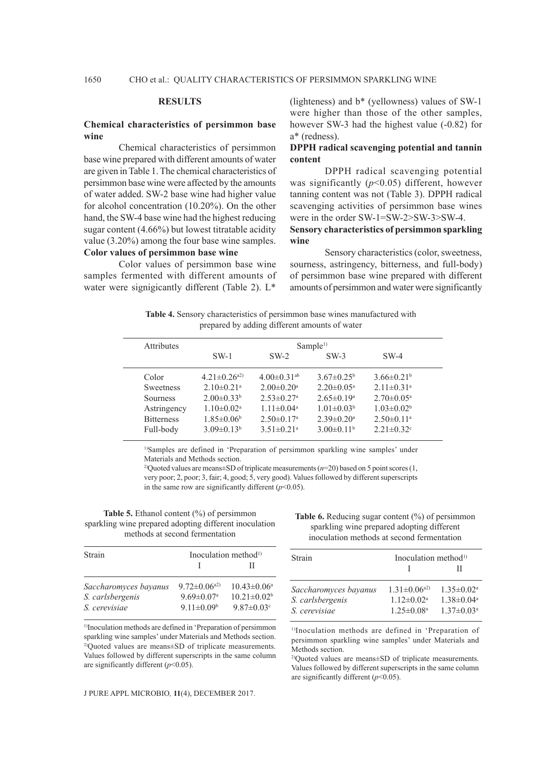## RESULTS

### Chemical characteristics of persimmon base wine

Chemical characteristics of persimmon base wine prepared with different amounts of water are given in Table 1. The chemical characteristics of persimmon base wine were affected by the amounts of water added. SW-2 base wine had higher value for alcohol concentration (10.20%). On the other hand, the SW-4 base wine had the highest reducing sugar content (4.66%) but lowest titratable acidity value (3.20%) among the four base wine samples.

### Color values of persimmon base wine

Color values of persimmon base wine samples fermented with different amounts of water were signigicantly different (Table 2). L* (lighteness) and b* (yellowness) values of SW-1 were higher than those of the other samples, however SW-3 had the highest value (-0.82) for a* (redness).

### DPPH radical scavenging potential and tannin content

DPPH radical scavenging potential was significantly ($p$<0.05) different, however tanning content was not (Table 3). DPPH radical scavenging activities of persimmon base wines were in the order SW-1=SW-2>SW-3>SW-4.

### Sensory characteristics of persimmon sparkling wine

Sensory characteristics (color, sweetness, sourness, astringency, bitterness, and full-body) of persimmon base wine prepared with different amounts of persimmon and water were significantly

**Table 4.** Sensory characteristics of persimmon base wines manufactured with prepared by adding different amounts of water

| Attributes | Sample[1)] | | | |
|---|---|---|---|---|
| | SW-1 | SW-2 | SW-3 | SW-4 |
| Color | 4.21±0.26[a2)] | 4.00±0.31[ab] | 3.67±0.25[b] | 3.66±0.21[b] |
| Sweetness | 2.10±0.21[a] | 2.00±0.20[a] | 2.20±0.05[a] | 2.11±0.31[a] |
| Sourness | 2.00±0.33[b] | 2.53±0.27[a] | 2.65±0.19[a] | 2.70±0.05[a] |
| Astringency | 1.10±0.02[a] | 1.11±0.04[a] | 1.01±0.03[b] | 1.03±0.02[b] |
| Bitterness | 1.85±0.06[b] | 2.50±0.17[a] | 2.39±0.20[a] | 2.50±0.11[a] |
| Full-body | 3.09±0.13[b] | 3.51±0.21[a] | 3.00±0.11[b] | 2.21±0.32[c] |

[1)]Samples are defined in 'Preparation of persimmon sparkling wine samples' under Materials and Methods section.

[2)]Quoted values are means±SD of triplicate measurements ($n$=20) based on 5 point scores (1, very poor; 2, poor; 3, fair; 4, good; 5, very good). Values followed by different superscripts in the same row are significantly different ($p$<0.05).

**Table 5.** Ethanol content (%) of persimmon sparkling wine prepared adopting different inoculation methods at second fermentation

| Strain | Inoculation method[1)] | |
|---|---|---|
| | I | II |
| *Saccharomyces bayanus* | 9.72±0.06[a2)] | 10.43±0.06[a] |
| *S. carlsbergenis* | 9.69±0.07[a] | 10.21±0.02[b] |
| *S. cerevisiae* | 9.11±0.09[b] | 9.87±0.03[c] |

[1)]Inoculation methods are defined in 'Preparation of persimmon sparkling wine samples' under Materials and Methods section.
[2)]Quoted values are means±SD of triplicate measurements. Values followed by different superscripts in the same column are significantly different ($p$<0.05).

**Table 6.** Reducing sugar content (%) of persimmon sparkling wine prepared adopting different inoculation methods at second fermentation

| Strain | Inoculation method[1)] | |
|---|---|---|
| | I | II |
| *Saccharomyces bayanus* | 1.31±0.06[a2)] | 1.35±0.02[a] |
| *S. carlsbergenis* | 1.12±0.02[a] | 1.38±0.04[a] |
| *S. cerevisiae* | 1.25±0.08[a] | 1.37±0.03[a] |

[1)]Inoculation methods are defined in 'Preparation of persimmon sparkling wine samples' under Materials and Methods section.

[2)]Quoted values are means±SD of triplicate measurements. Values followed by different superscripts in the same column are significantly different ($p$<0.05).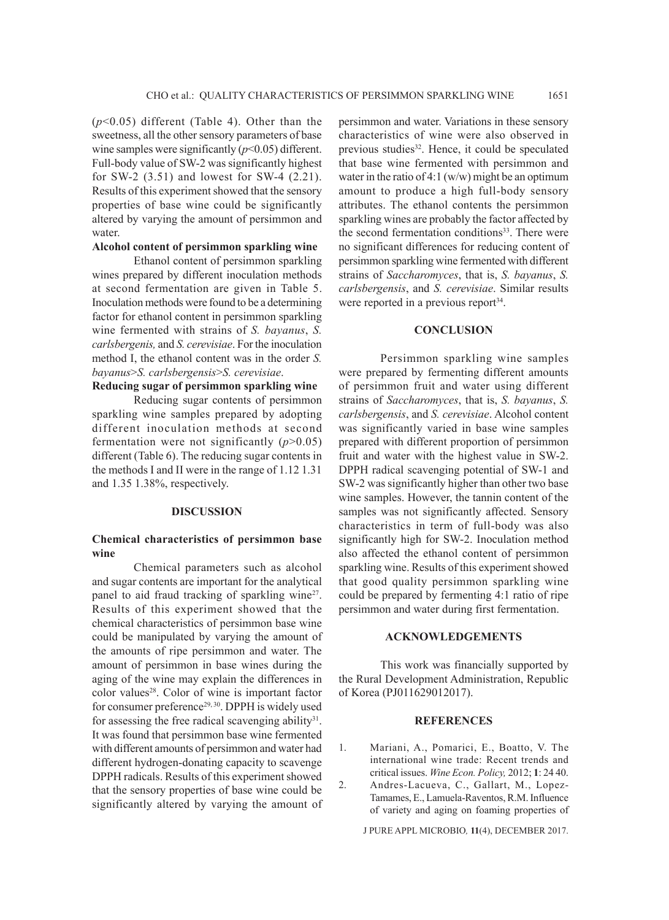($p$<0.05) different (Table 4). Other than the sweetness, all the other sensory parameters of base wine samples were significantly ($p$<0.05) different. Full-body value of SW-2 was significantly highest for SW-2 (3.51) and lowest for SW-4 (2.21). Results of this experiment showed that the sensory properties of base wine could be significantly altered by varying the amount of persimmon and water.

**Alcohol content of persimmon sparkling wine**

Ethanol content of persimmon sparkling wines prepared by different inoculation methods at second fermentation are given in Table 5. Inoculation methods were found to be a determining factor for ethanol content in persimmon sparkling wine fermented with strains of *S. bayanus*, *S. carlsbergenis,* and *S. cerevisiae*. For the inoculation method I, the ethanol content was in the order *S. bayanus*>*S. carlsbergensis*>*S. cerevisiae*.

**Reducing sugar of persimmon sparkling wine**

Reducing sugar contents of persimmon sparkling wine samples prepared by adopting different inoculation methods at second fermentation were not significantly ($p$>0.05) different (Table 6). The reducing sugar contents in the methods I and II were in the range of 1.12 1.31 and 1.35 1.38%, respectively.

## DISCUSSION

### Chemical characteristics of persimmon base wine

Chemical parameters such as alcohol and sugar contents are important for the analytical panel to aid fraud tracking of sparkling wine[27]. Results of this experiment showed that the chemical characteristics of persimmon base wine could be manipulated by varying the amount of the amounts of ripe persimmon and water. The amount of persimmon in base wines during the aging of the wine may explain the differences in color values[28]. Color of wine is important factor for consumer preference[29, 30]. DPPH is widely used for assessing the free radical scavenging ability[31]. It was found that persimmon base wine fermented with different amounts of persimmon and water had different hydrogen-donating capacity to scavenge DPPH radicals. Results of this experiment showed that the sensory properties of base wine could be significantly altered by varying the amount of persimmon and water. Variations in these sensory characteristics of wine were also observed in previous studies[32]. Hence, it could be speculated that base wine fermented with persimmon and water in the ratio of 4:1 (w/w) might be an optimum amount to produce a high full-body sensory attributes. The ethanol contents the persimmon sparkling wines are probably the factor affected by the second fermentation conditions[33]. There were no significant differences for reducing content of persimmon sparkling wine fermented with different strains of *Saccharomyces*, that is, *S. bayanus*, *S. carlsbergensis*, and *S. cerevisiae*. Similar results were reported in a previous report[34].

## CONCLUSION

Persimmon sparkling wine samples were prepared by fermenting different amounts of persimmon fruit and water using different strains of *Saccharomyces*, that is, *S. bayanus*, *S. carlsbergensis*, and *S. cerevisiae*. Alcohol content was significantly varied in base wine samples prepared with different proportion of persimmon fruit and water with the highest value in SW-2. DPPH radical scavenging potential of SW-1 and SW-2 was significantly higher than other two base wine samples. However, the tannin content of the samples was not significantly affected. Sensory characteristics in term of full-body was also significantly high for SW-2. Inoculation method also affected the ethanol content of persimmon sparkling wine. Results of this experiment showed that good quality persimmon sparkling wine could be prepared by fermenting 4:1 ratio of ripe persimmon and water during first fermentation.

## ACKNOWLEDGEMENTS

This work was financially supported by the Rural Development Administration, Republic of Korea (PJ011629012017).

## REFERENCES

1. Mariani, A., Pomarici, E., Boatto, V. The international wine trade: Recent trends and critical issues. *Wine Econ. Policy,* 2012; **1**: 24 40.
2. Andres-Lacueva, C., Gallart, M., Lopez-Tamames, E., Lamuela-Raventos, R.M. Influence of variety and aging on foaming properties of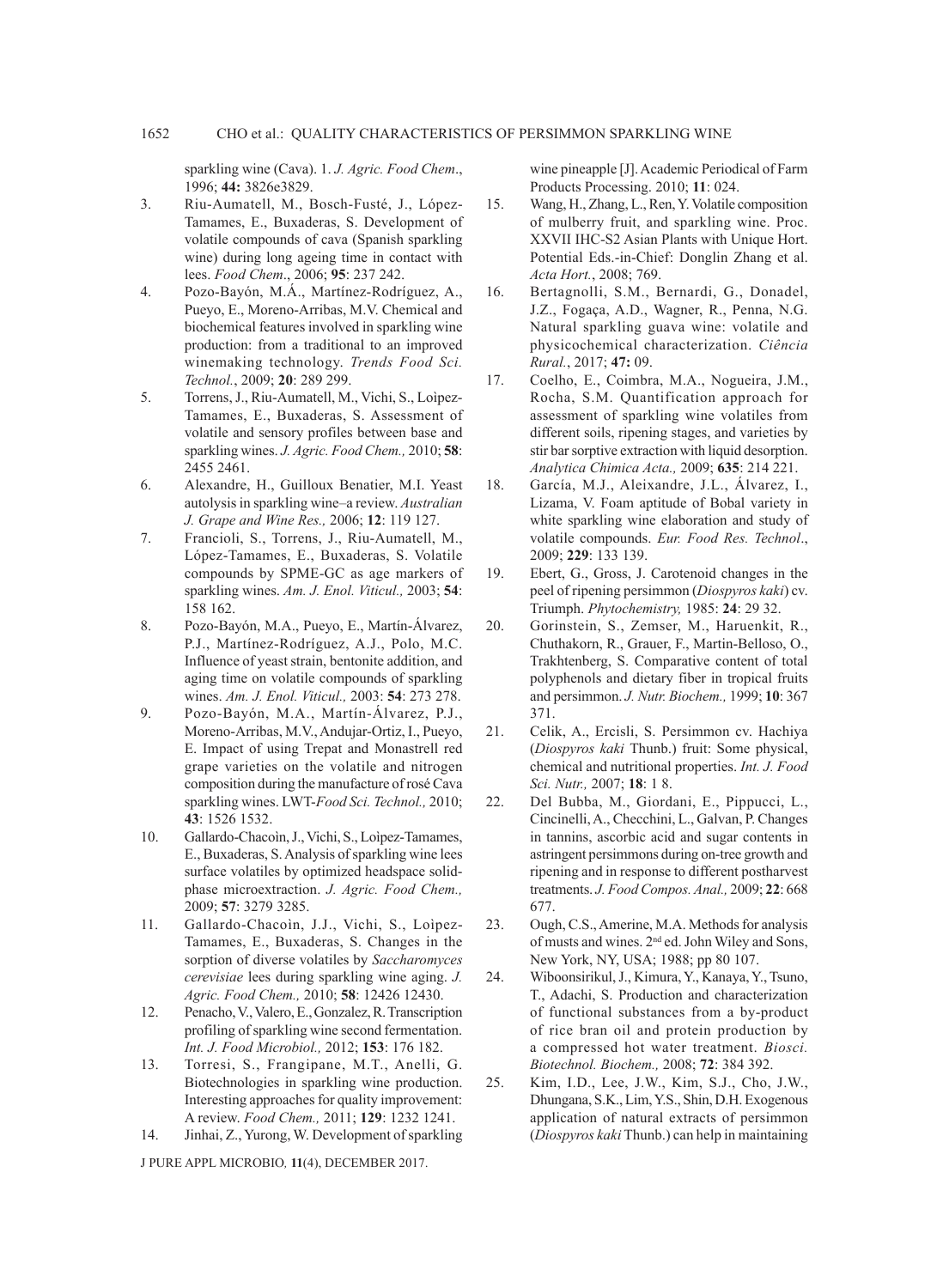sparkling wine (Cava). 1. *J. Agric. Food Chem*., 1996; **44:** 3826e3829.

3. Riu-Aumatell, M., Bosch-Fusté, J., López-Tamames, E., Buxaderas, S. Development of volatile compounds of cava (Spanish sparkling wine) during long ageing time in contact with lees. *Food Chem*., 2006; **95**: 237 242.
4. Pozo-Bayón, M.Á., Martínez-Rodríguez, A., Pueyo, E., Moreno-Arribas, M.V. Chemical and biochemical features involved in sparkling wine production: from a traditional to an improved winemaking technology. *Trends Food Sci. Technol.*, 2009; **20**: 289 299.
5. Torrens, J., Riu-Aumatell, M., Vichi, S., Loìpez-Tamames, E., Buxaderas, S. Assessment of volatile and sensory profiles between base and sparkling wines. *J. Agric. Food Chem.,* 2010; **58**: 2455 2461.
6. Alexandre, H., Guilloux Benatier, M.I. Yeast autolysis in sparkling wine–a review. *Australian J. Grape and Wine Res.,* 2006; **12**: 119 127.
7. Francioli, S., Torrens, J., Riu-Aumatell, M., López-Tamames, E., Buxaderas, S. Volatile compounds by SPME-GC as age markers of sparkling wines. *Am. J. Enol. Viticul.,* 2003; **54**: 158 162.
8. Pozo-Bayón, M.A., Pueyo, E., Martín-Álvarez, P.J., Martínez-Rodríguez, A.J., Polo, M.C. Influence of yeast strain, bentonite addition, and aging time on volatile compounds of sparkling wines. *Am. J. Enol. Viticul.,* 2003: **54**: 273 278.
9. Pozo-Bayón, M.A., Martín-Álvarez, P.J., Moreno-Arribas, M.V., Andujar-Ortiz, I., Pueyo, E. Impact of using Trepat and Monastrell red grape varieties on the volatile and nitrogen composition during the manufacture of rosé Cava sparkling wines. LWT-*Food Sci. Technol.,* 2010; **43**: 1526 1532.
10. Gallardo-Chacoìn, J., Vichi, S., Loìpez-Tamames, E., Buxaderas, S. Analysis of sparkling wine lees surface volatiles by optimized headspace solid-phase microextraction. *J. Agric. Food Chem.,* 2009; **57**: 3279 3285.
11. Gallardo-Chacoìn, J.J., Vichi, S., Loìpez-Tamames, E., Buxaderas, S. Changes in the sorption of diverse volatiles by *Saccharomyces cerevisiae* lees during sparkling wine aging. *J. Agric. Food Chem.,* 2010; **58**: 12426 12430.
12. Penacho, V., Valero, E., Gonzalez, R. Transcription profiling of sparkling wine second fermentation. *Int. J. Food Microbiol.,* 2012; **153**: 176 182.
13. Torresi, S., Frangipane, M.T., Anelli, G. Biotechnologies in sparkling wine production. Interesting approaches for quality improvement: A review. *Food Chem.,* 2011; **129**: 1232 1241.
14. Jinhai, Z., Yurong, W. Development of sparkling wine pineapple [J]. Academic Periodical of Farm Products Processing. 2010; **11**: 024.
15. Wang, H., Zhang, L., Ren, Y. Volatile composition of mulberry fruit, and sparkling wine. Proc. XXVII IHC-S2 Asian Plants with Unique Hort. Potential Eds.-in-Chief: Donglin Zhang et al. *Acta Hort.*, 2008; 769.
16. Bertagnolli, S.M., Bernardi, G., Donadel, J.Z., Fogaça, A.D., Wagner, R., Penna, N.G. Natural sparkling guava wine: volatile and physicochemical characterization. *Ciência Rural.*, 2017; **47:** 09.
17. Coelho, E., Coimbra, M.A., Nogueira, J.M., Rocha, S.M. Quantification approach for assessment of sparkling wine volatiles from different soils, ripening stages, and varieties by stir bar sorptive extraction with liquid desorption. *Analytica Chimica Acta.,* 2009; **635**: 214 221.
18. García, M.J., Aleixandre, J.L., Álvarez, I., Lizama, V. Foam aptitude of Bobal variety in white sparkling wine elaboration and study of volatile compounds. *Eur. Food Res. Technol*., 2009; **229**: 133 139.
19. Ebert, G., Gross, J. Carotenoid changes in the peel of ripening persimmon (*Diospyros kaki*) cv. Triumph. *Phytochemistry,* 1985: **24**: 29 32.
20. Gorinstein, S., Zemser, M., Haruenkit, R., Chuthakorn, R., Grauer, F., Martin-Belloso, O., Trakhtenberg, S. Comparative content of total polyphenols and dietary fiber in tropical fruits and persimmon. *J. Nutr. Biochem.,* 1999; **10**: 367 371.
21. Celik, A., Ercisli, S. Persimmon cv. Hachiya (*Diospyros kaki* Thunb.) fruit: Some physical, chemical and nutritional properties. *Int. J. Food Sci. Nutr.,* 2007; **18**: 1 8.
22. Del Bubba, M., Giordani, E., Pippucci, L., Cincinelli, A., Checchini, L., Galvan, P. Changes in tannins, ascorbic acid and sugar contents in astringent persimmons during on-tree growth and ripening and in response to different postharvest treatments. *J. Food Compos. Anal.,* 2009; **22**: 668 677.
23. Ough, C.S., Amerine, M.A. Methods for analysis of musts and wines. 2nd ed. John Wiley and Sons, New York, NY, USA; 1988; pp 80 107.
24. Wiboonsirikul, J., Kimura, Y., Kanaya, Y., Tsuno, T., Adachi, S. Production and characterization of functional substances from a by-product of rice bran oil and protein production by a compressed hot water treatment. *Biosci. Biotechnol. Biochem.,* 2008; **72**: 384 392.
25. Kim, I.D., Lee, J.W., Kim, S.J., Cho, J.W., Dhungana, S.K., Lim, Y.S., Shin, D.H. Exogenous application of natural extracts of persimmon (*Diospyros kaki* Thunb.) can help in maintaining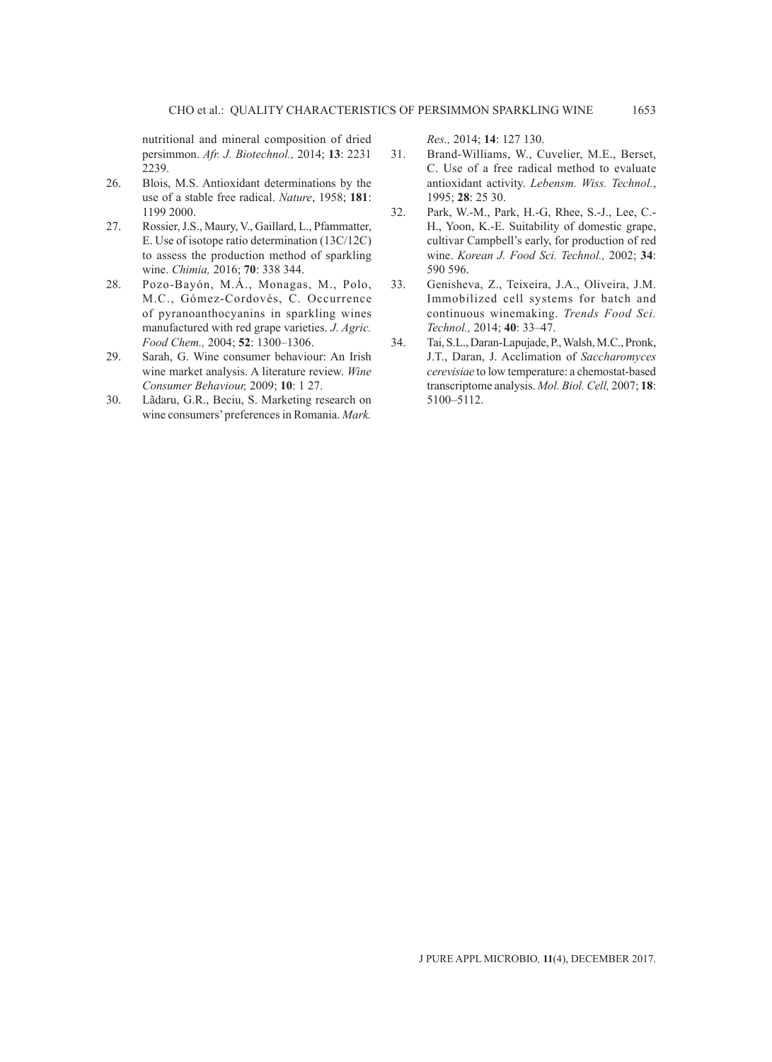nutritional and mineral composition of dried persimmon. *Afr. J. Biotechnol.,* 2014; **13**: 2231 2239.

26. Blois, M.S. Antioxidant determinations by the use of a stable free radical. *Nature*, 1958; **181**: 1199 2000.
27. Rossier, J.S., Maury, V., Gaillard, L., Pfammatter, E. Use of isotope ratio determination (13C/12C) to assess the production method of sparkling wine. *Chimia,* 2016; **70**: 338 344.
28. Pozo-Bayón, M.Á., Monagas, M., Polo, M.C., Gómez-Cordovés, C. Occurrence of pyranoanthocyanins in sparkling wines manufactured with red grape varieties. *J. Agric. Food Chem.,* 2004; **52**: 1300–1306.
29. Sarah, G. Wine consumer behaviour: An Irish wine market analysis. A literature review. *Wine Consumer Behaviour,* 2009; **10**: 1 27.
30. Lădaru, G.R., Beciu, S. Marketing research on wine consumers' preferences in Romania. *Mark. Res.,* 2014; **14**: 127 130.
31. Brand-Williams, W., Cuvelier, M.E., Berset, C. Use of a free radical method to evaluate antioxidant activity. *Lebensm. Wiss. Technol.*, 1995; **28**: 25 30.
32. Park, W.-M., Park, H.-G, Rhee, S.-J., Lee, C.-H., Yoon, K.-E. Suitability of domestic grape, cultivar Campbell's early, for production of red wine. *Korean J. Food Sci. Technol.,* 2002; **34**: 590 596.
33. Genisheva, Z., Teixeira, J.A., Oliveira, J.M. Immobilized cell systems for batch and continuous winemaking. *Trends Food Sci. Technol.,* 2014; **40**: 33–47.
34. Tai, S.L., Daran-Lapujade, P., Walsh, M.C., Pronk, J.T., Daran, J. Acclimation of *Saccharomyces cerevisiae* to low temperature: a chemostat-based transcriptome analysis. *Mol. Biol. Cell,* 2007; **18**: 5100–5112.